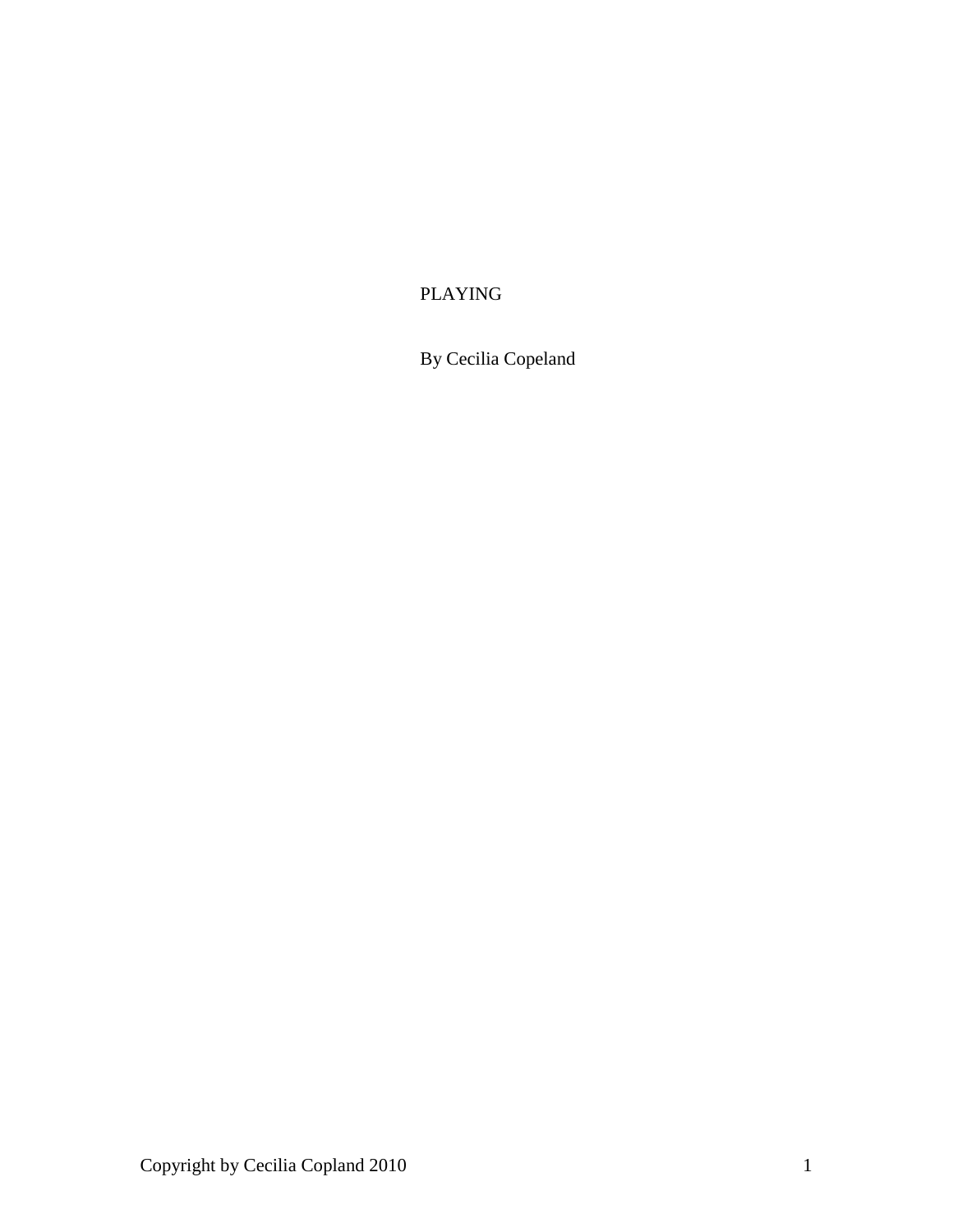# PLAYING

By Cecilia Copeland

Copyright by Cecilia Copland 2010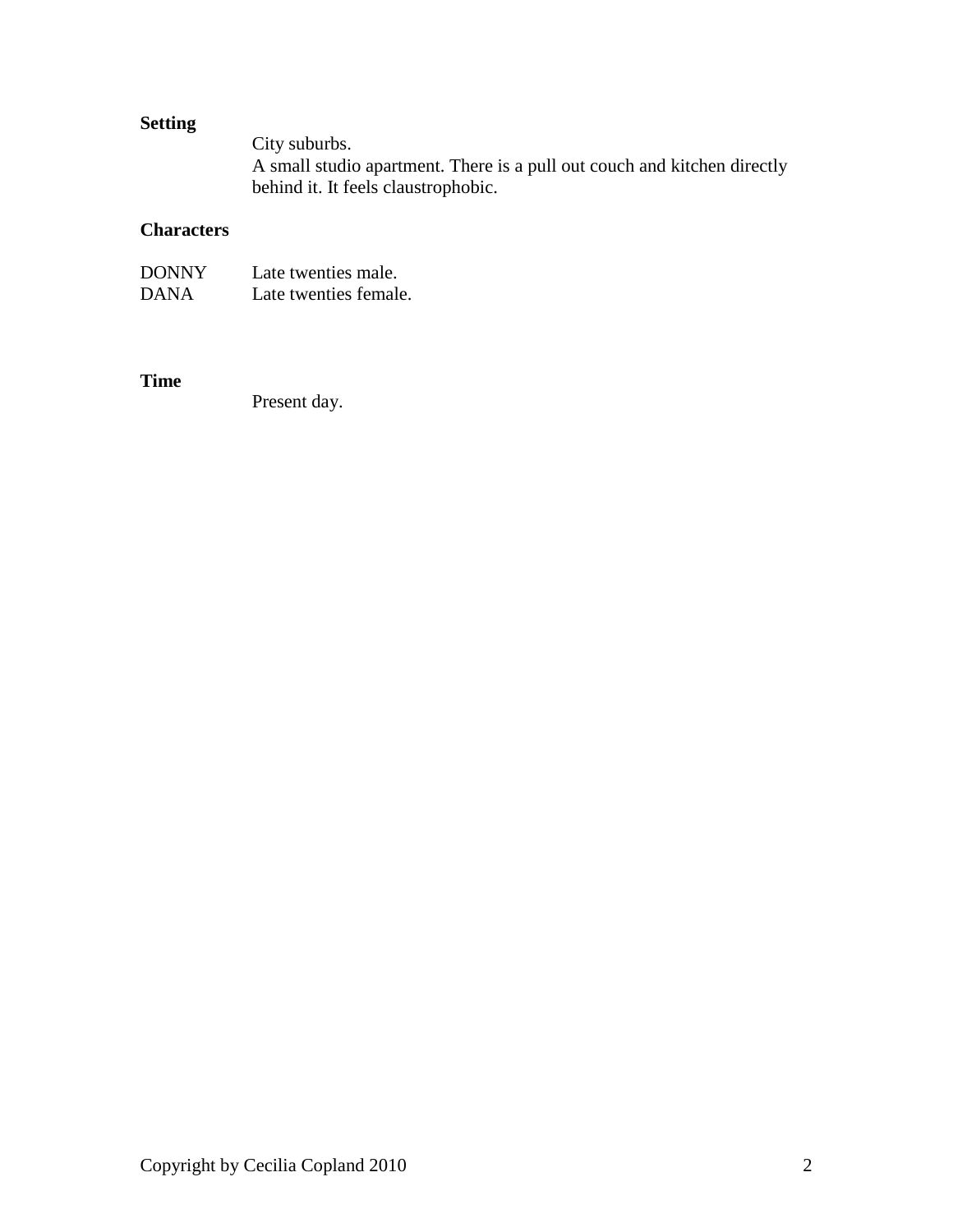**Setting**

City suburbs.
A small studio apartment. There is a pull out couch and kitchen directly behind it. It feels claustrophobic.

**Characters**

| | |
|---|---|
| DONNY | Late twenties male. |
| DANA | Late twenties female. |

**Time**

Present day.

Copyright by Cecilia Copland 2010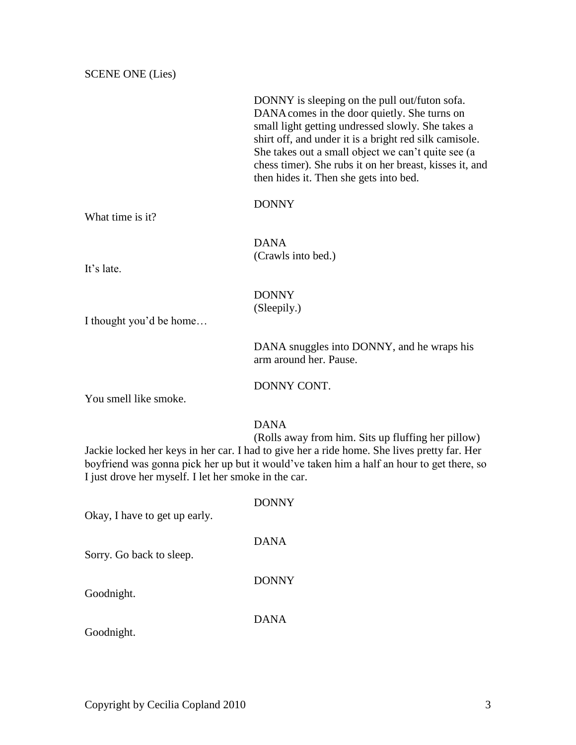SCENE ONE (Lies)

DONNY is sleeping on the pull out/futon sofa. DANA comes in the door quietly. She turns on small light getting undressed slowly. She takes a shirt off, and under it is a bright red silk camisole. She takes out a small object we can't quite see (a chess timer). She rubs it on her breast, kisses it, and then hides it. Then she gets into bed.

DONNY

What time is it?

DANA
(Crawls into bed.)

It's late.

DONNY
(Sleepily.)

I thought you'd be home…

DANA snuggles into DONNY, and he wraps his arm around her. Pause.

DONNY CONT.

You smell like smoke.

DANA
(Rolls away from him. Sits up fluffing her pillow)

Jackie locked her keys in her car. I had to give her a ride home. She lives pretty far. Her boyfriend was gonna pick her up but it would've taken him a half an hour to get there, so I just drove her myself. I let her smoke in the car.

DONNY

Okay, I have to get up early.

DANA

Sorry. Go back to sleep.

DONNY

Goodnight.

DANA

Goodnight.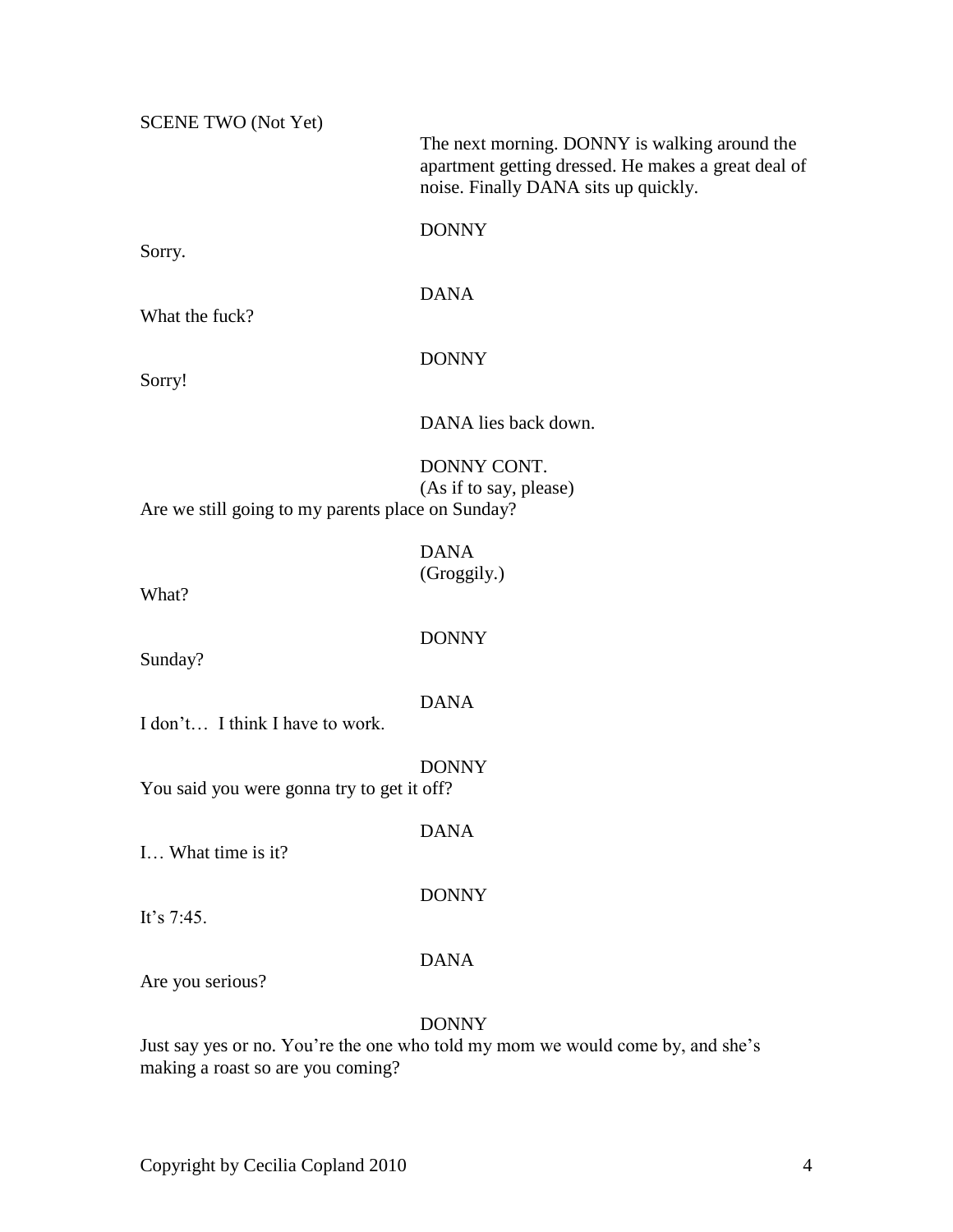SCENE TWO (Not Yet)

The next morning. DONNY is walking around the apartment getting dressed. He makes a great deal of noise. Finally DANA sits up quickly.

DONNY

Sorry.

DANA

What the fuck?

DONNY

Sorry!

DANA lies back down.

DONNY CONT.
(As if to say, please)

Are we still going to my parents place on Sunday?

DANA
(Groggily.)

What?

DONNY

Sunday?

DANA

I don't… I think I have to work.

DONNY

You said you were gonna try to get it off?

DANA

I… What time is it?

DONNY

It's 7:45.

DANA

Are you serious?

DONNY

Just say yes or no. You're the one who told my mom we would come by, and she's making a roast so are you coming?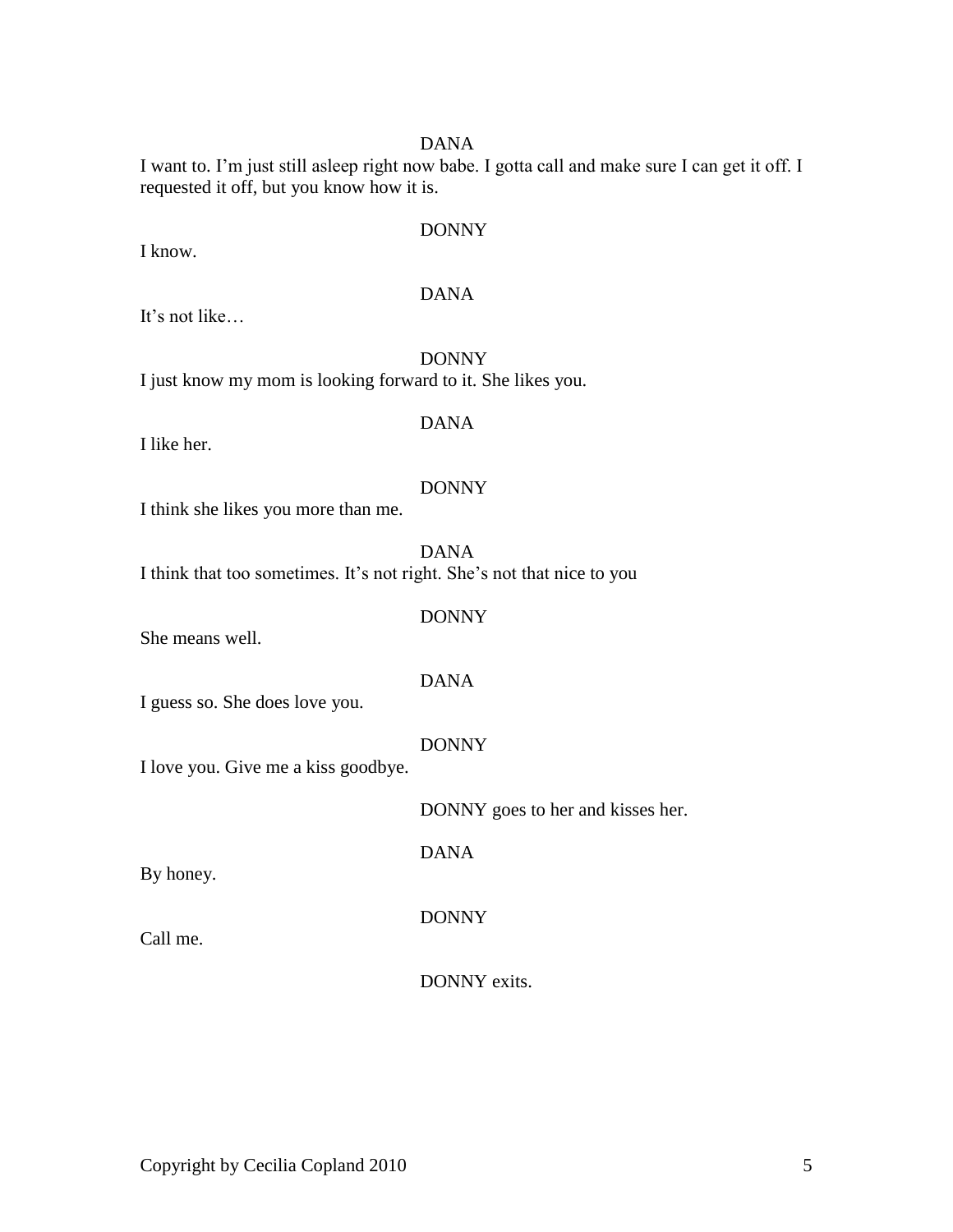DANA

I want to. I'm just still asleep right now babe. I gotta call and make sure I can get it off. I requested it off, but you know how it is.

DONNY

I know.

DANA

It's not like…

DONNY

I just know my mom is looking forward to it. She likes you.

DANA

I like her.

DONNY

I think she likes you more than me.

DANA

I think that too sometimes. It's not right. She's not that nice to you

DONNY

She means well.

DANA

I guess so. She does love you.

DONNY

I love you. Give me a kiss goodbye.

DONNY goes to her and kisses her.

DANA

By honey.

DONNY

Call me.

DONNY exits.

Copyright by Cecilia Copland 2010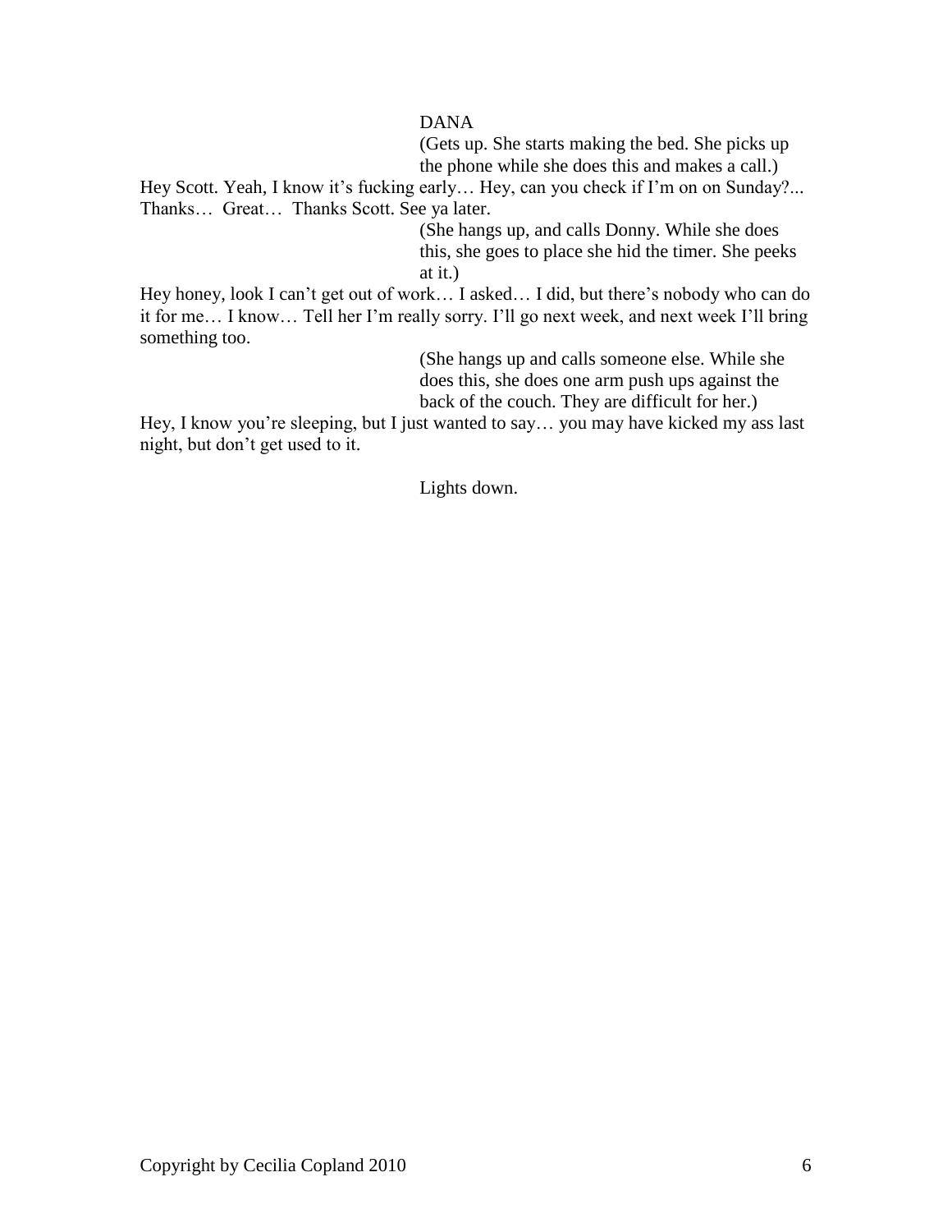DANA

(Gets up. She starts making the bed. She picks up the phone while she does this and makes a call.)

Hey Scott. Yeah, I know it's fucking early… Hey, can you check if I'm on on Sunday?... Thanks… Great… Thanks Scott. See ya later.

(She hangs up, and calls Donny. While she does this, she goes to place she hid the timer. She peeks at it.)

Hey honey, look I can't get out of work… I asked… I did, but there's nobody who can do it for me… I know… Tell her I'm really sorry. I'll go next week, and next week I'll bring something too.

(She hangs up and calls someone else. While she does this, she does one arm push ups against the back of the couch. They are difficult for her.)

Hey, I know you're sleeping, but I just wanted to say… you may have kicked my ass last night, but don't get used to it.

Lights down.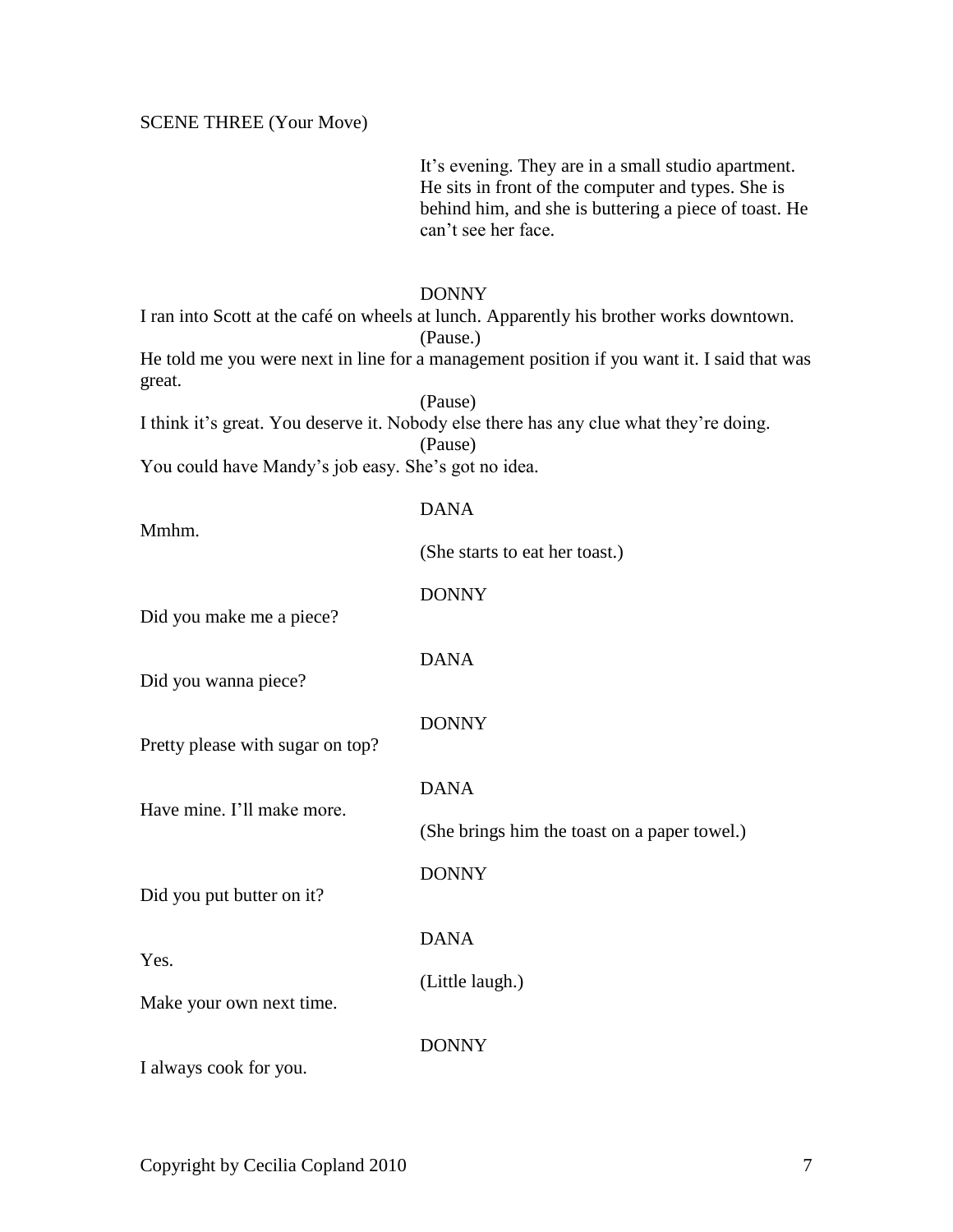SCENE THREE (Your Move)

It's evening. They are in a small studio apartment. He sits in front of the computer and types. She is behind him, and she is buttering a piece of toast. He can't see her face.

DONNY

I ran into Scott at the café on wheels at lunch. Apparently his brother works downtown.

(Pause.)

He told me you were next in line for a management position if you want it. I said that was great.

(Pause)

I think it's great. You deserve it. Nobody else there has any clue what they're doing.

(Pause)

You could have Mandy's job easy. She's got no idea.

DANA

Mmhm.

(She starts to eat her toast.)

DONNY

Did you make me a piece?

DANA

Did you wanna piece?

DONNY

Pretty please with sugar on top?

DANA

Have mine. I'll make more.

(She brings him the toast on a paper towel.)

DONNY

Did you put butter on it?

DANA

Yes.

(Little laugh.)

Make your own next time.

DONNY

I always cook for you.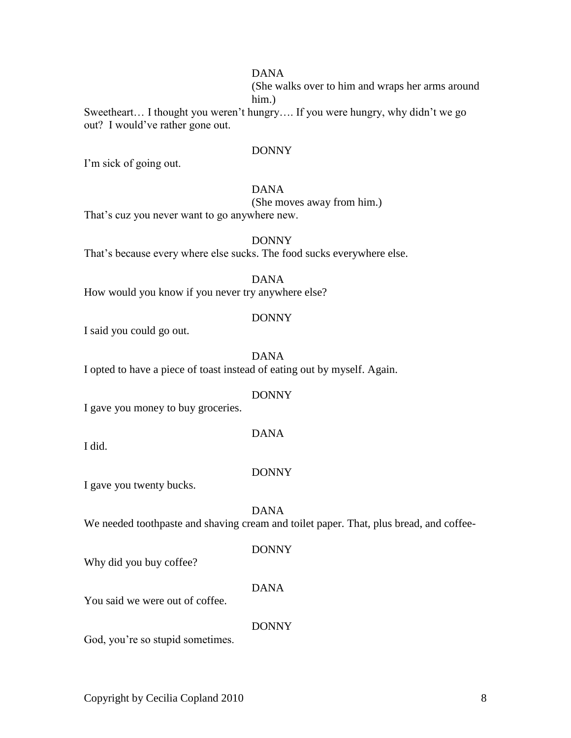DANA

(She walks over to him and wraps her arms around him.)

Sweetheart… I thought you weren't hungry…. If you were hungry, why didn't we go out? I would've rather gone out.

DONNY

I'm sick of going out.

DANA

(She moves away from him.)

That's cuz you never want to go anywhere new.

DONNY

That's because every where else sucks. The food sucks everywhere else.

DANA

How would you know if you never try anywhere else?

DONNY

I said you could go out.

DANA

I opted to have a piece of toast instead of eating out by myself. Again.

DONNY

I gave you money to buy groceries.

DANA

I did.

DONNY

I gave you twenty bucks.

DANA

We needed toothpaste and shaving cream and toilet paper. That, plus bread, and coffee-

DONNY

Why did you buy coffee?

DANA

You said we were out of coffee.

DONNY

God, you're so stupid sometimes.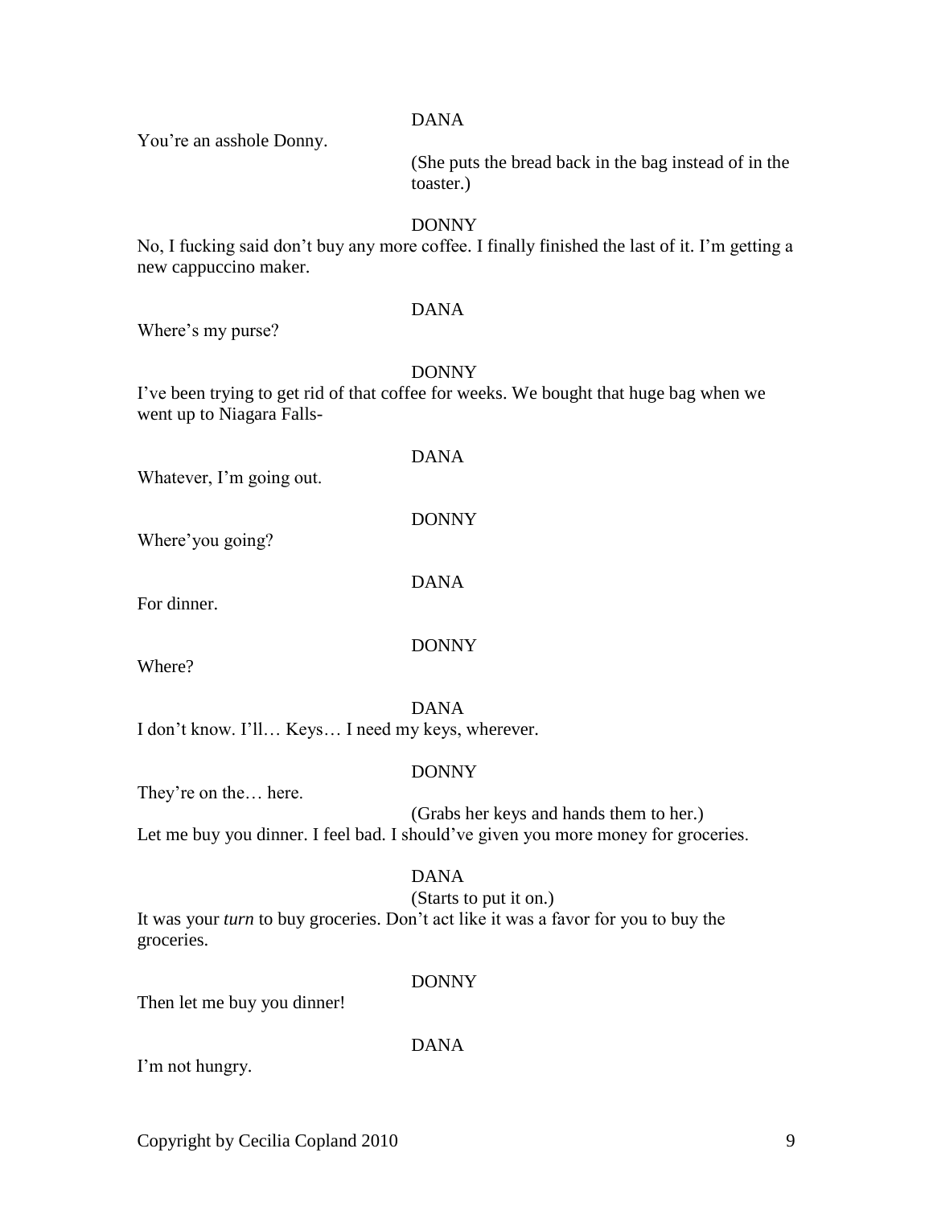DANA

You're an asshole Donny.

(She puts the bread back in the bag instead of in the toaster.)

DONNY

No, I fucking said don't buy any more coffee. I finally finished the last of it. I'm getting a new cappuccino maker.

DANA

Where's my purse?

DONNY

I've been trying to get rid of that coffee for weeks. We bought that huge bag when we went up to Niagara Falls-

DANA

Whatever, I'm going out.

DONNY

Where'you going?

DANA

For dinner.

DONNY

Where?

DANA

I don't know. I'll… Keys… I need my keys, wherever.

DONNY

They're on the… here.

(Grabs her keys and hands them to her.)

Let me buy you dinner. I feel bad. I should've given you more money for groceries.

DANA

(Starts to put it on.)

It was your *turn* to buy groceries. Don't act like it was a favor for you to buy the groceries.

DONNY

Then let me buy you dinner!

DANA

I'm not hungry.

Copyright by Cecilia Copland 2010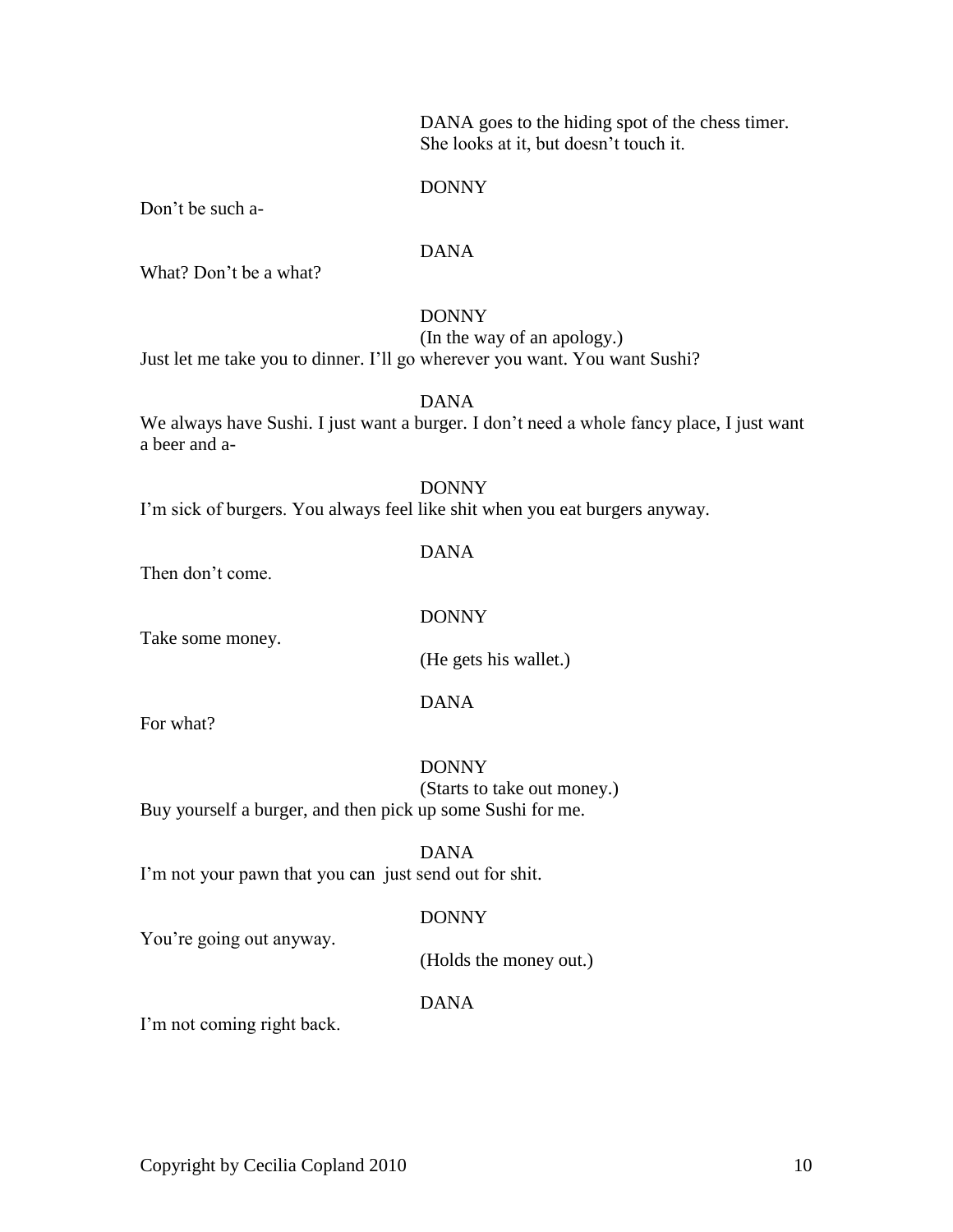DANA goes to the hiding spot of the chess timer. She looks at it, but doesn't touch it.

DONNY

Don't be such a-

DANA

What? Don't be a what?

DONNY

(In the way of an apology.)

Just let me take you to dinner. I'll go wherever you want. You want Sushi?

DANA

We always have Sushi. I just want a burger. I don't need a whole fancy place, I just want a beer and a-

DONNY

I'm sick of burgers. You always feel like shit when you eat burgers anyway.

DANA

Then don't come.

DONNY

Take some money.

(He gets his wallet.)

DANA

For what?

DONNY

(Starts to take out money.)

Buy yourself a burger, and then pick up some Sushi for me.

DANA

I'm not your pawn that you can just send out for shit.

DONNY

You're going out anyway.

(Holds the money out.)

DANA

I'm not coming right back.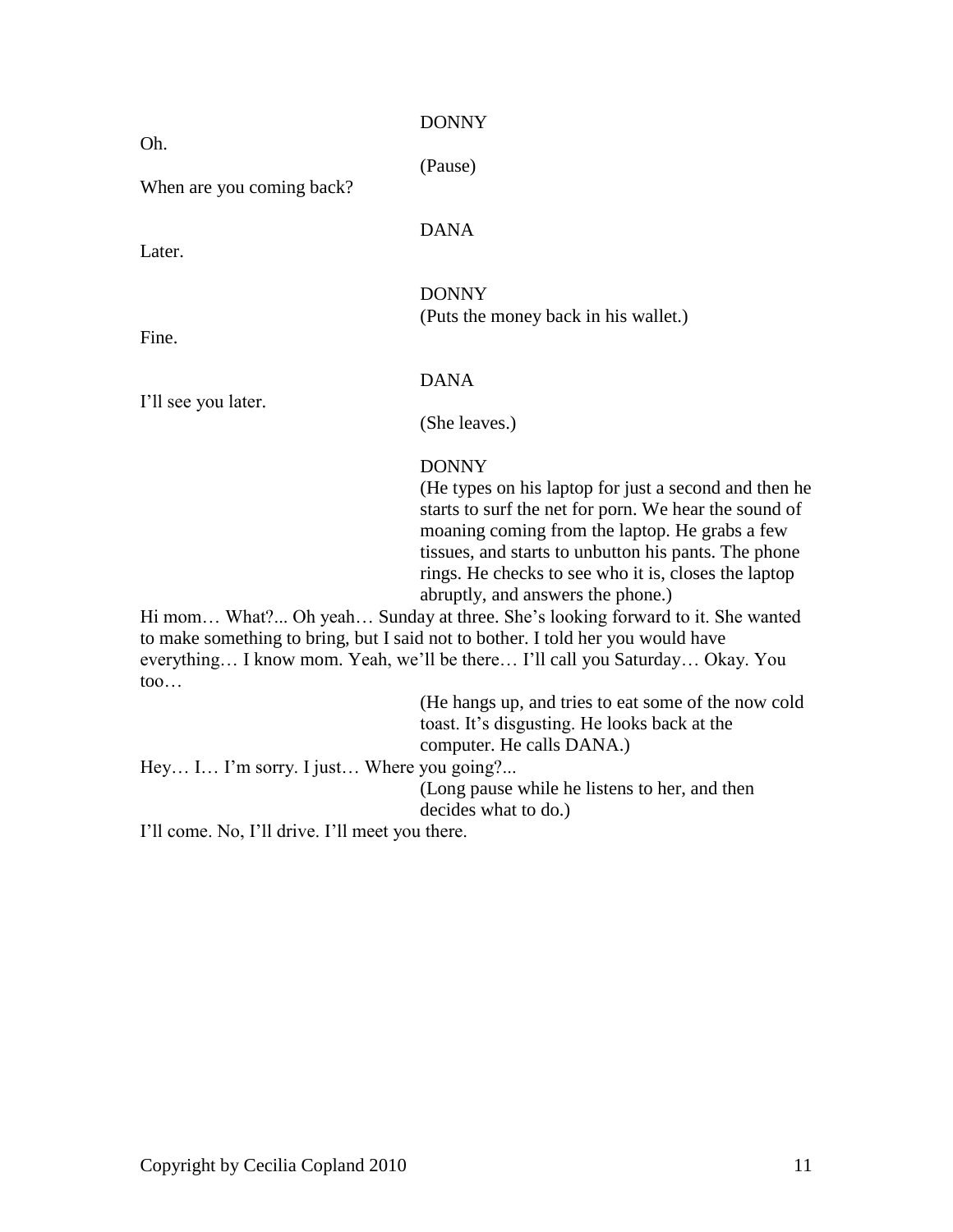DONNY

Oh.

(Pause)

When are you coming back?

DANA

Later.

DONNY

(Puts the money back in his wallet.)

Fine.

DANA

I'll see you later.

(She leaves.)

DONNY

(He types on his laptop for just a second and then he starts to surf the net for porn. We hear the sound of moaning coming from the laptop. He grabs a few tissues, and starts to unbutton his pants. The phone rings. He checks to see who it is, closes the laptop abruptly, and answers the phone.)

Hi mom… What?... Oh yeah… Sunday at three. She's looking forward to it. She wanted to make something to bring, but I said not to bother. I told her you would have everything… I know mom. Yeah, we'll be there… I'll call you Saturday… Okay. You too…

(He hangs up, and tries to eat some of the now cold toast. It's disgusting. He looks back at the computer. He calls DANA.)

Hey… I… I'm sorry. I just… Where you going?...

(Long pause while he listens to her, and then decides what to do.)

I'll come. No, I'll drive. I'll meet you there.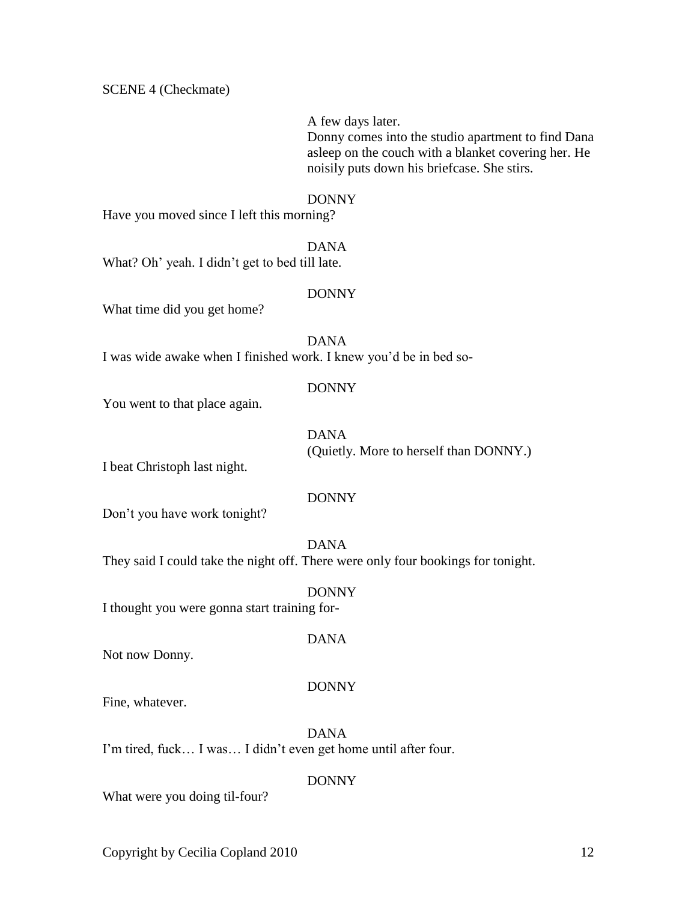SCENE 4 (Checkmate)

A few days later.
Donny comes into the studio apartment to find Dana asleep on the couch with a blanket covering her. He noisily puts down his briefcase. She stirs.

DONNY

Have you moved since I left this morning?

DANA

What? Oh' yeah. I didn't get to bed till late.

DONNY

What time did you get home?

DANA

I was wide awake when I finished work. I knew you'd be in bed so-

DONNY

You went to that place again.

DANA

(Quietly. More to herself than DONNY.)

I beat Christoph last night.

DONNY

Don't you have work tonight?

DANA

They said I could take the night off. There were only four bookings for tonight.

DONNY

I thought you were gonna start training for-

DANA

Not now Donny.

DONNY

Fine, whatever.

DANA

I'm tired, fuck… I was… I didn't even get home until after four.

DONNY

What were you doing til-four?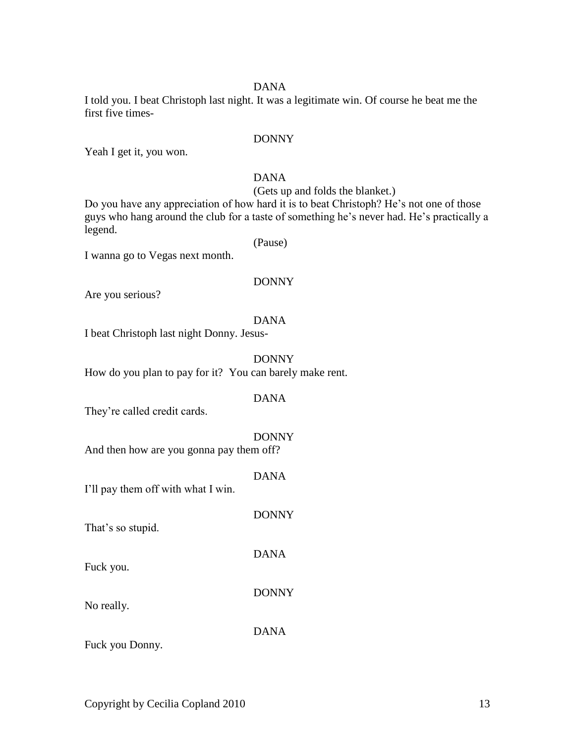DANA

I told you. I beat Christoph last night. It was a legitimate win. Of course he beat me the first five times-

DONNY

Yeah I get it, you won.

DANA

(Gets up and folds the blanket.)

Do you have any appreciation of how hard it is to beat Christoph? He's not one of those guys who hang around the club for a taste of something he's never had. He's practically a legend.

(Pause)

I wanna go to Vegas next month.

DONNY

Are you serious?

DANA

I beat Christoph last night Donny. Jesus-

DONNY

How do you plan to pay for it? You can barely make rent.

DANA

They're called credit cards.

DONNY

And then how are you gonna pay them off?

DANA

I'll pay them off with what I win.

DONNY

That's so stupid.

DANA

Fuck you.

DONNY

No really.

DANA

Fuck you Donny.

Copyright by Cecilia Copland 2010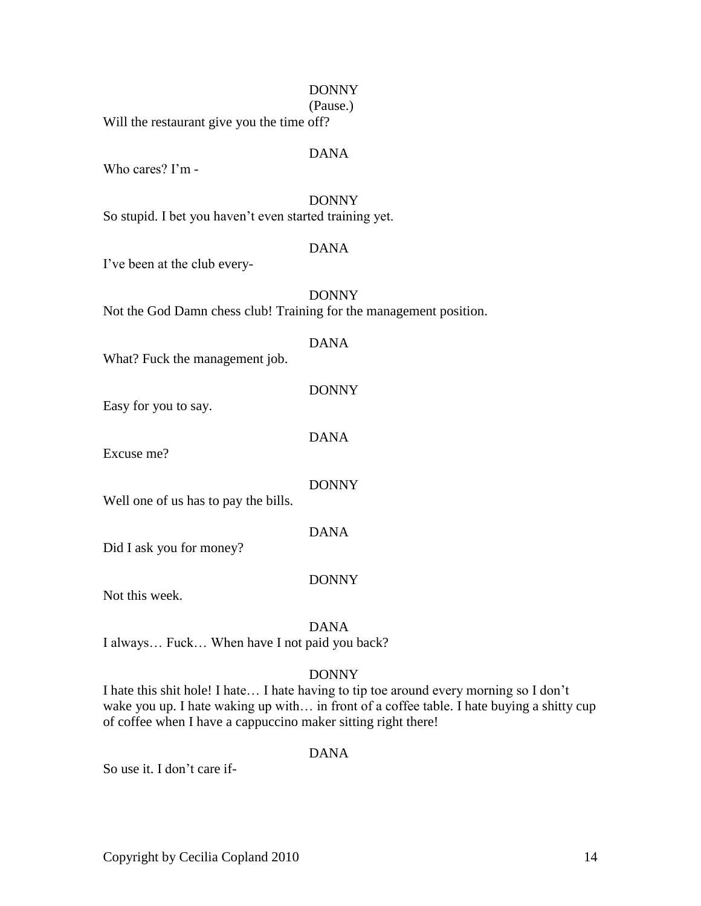DONNY
(Pause.)
Will the restaurant give you the time off?

DANA
Who cares? I'm -

DONNY
So stupid. I bet you haven't even started training yet.

DANA
I've been at the club every-

DONNY
Not the God Damn chess club! Training for the management position.

DANA
What? Fuck the management job.

DONNY
Easy for you to say.

DANA
Excuse me?

DONNY
Well one of us has to pay the bills.

DANA
Did I ask you for money?

DONNY
Not this week.

DANA
I always… Fuck… When have I not paid you back?

DONNY
I hate this shit hole! I hate… I hate having to tip toe around every morning so I don't wake you up. I hate waking up with… in front of a coffee table. I hate buying a shitty cup of coffee when I have a cappuccino maker sitting right there!

DANA
So use it. I don't care if-

Copyright by Cecilia Copland 2010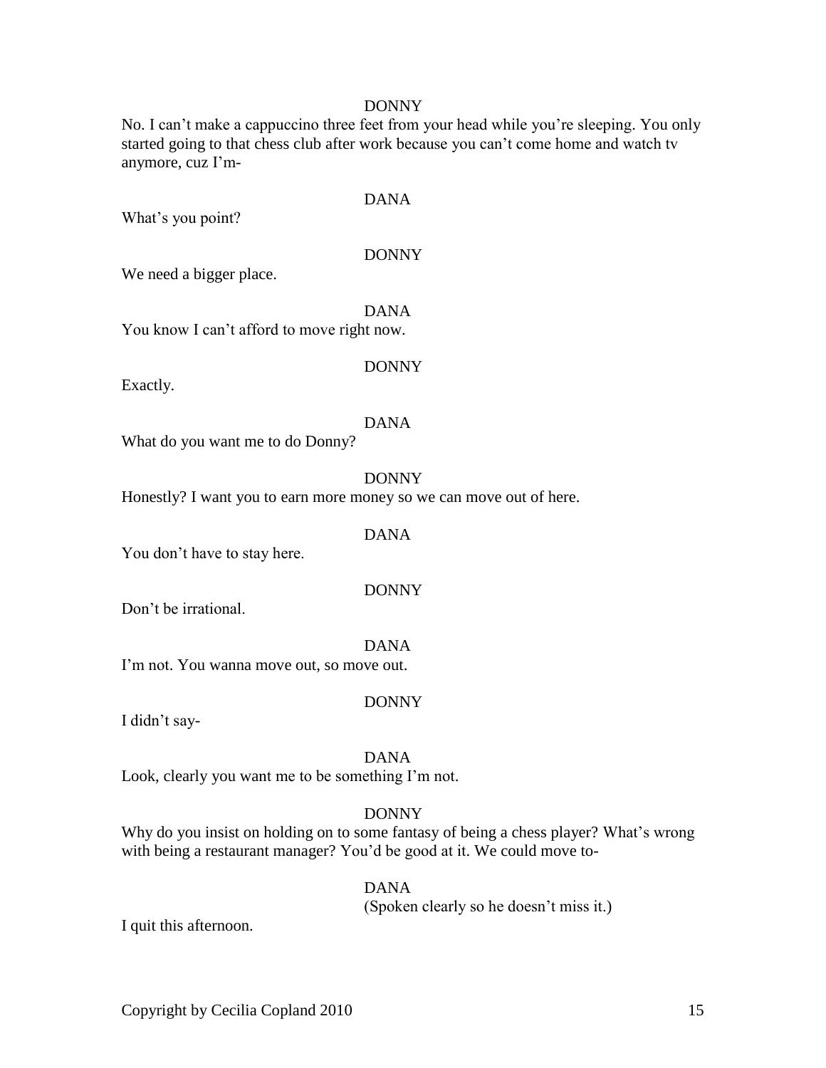DONNY

No. I can't make a cappuccino three feet from your head while you're sleeping. You only started going to that chess club after work because you can't come home and watch tv anymore, cuz I'm-

DANA

What's you point?

DONNY

We need a bigger place.

DANA

You know I can't afford to move right now.

DONNY

Exactly.

DANA

What do you want me to do Donny?

DONNY

Honestly? I want you to earn more money so we can move out of here.

DANA

You don't have to stay here.

DONNY

Don't be irrational.

DANA

I'm not. You wanna move out, so move out.

DONNY

I didn't say-

DANA

Look, clearly you want me to be something I'm not.

DONNY

Why do you insist on holding on to some fantasy of being a chess player? What's wrong with being a restaurant manager? You'd be good at it. We could move to-

DANA

(Spoken clearly so he doesn't miss it.)

I quit this afternoon.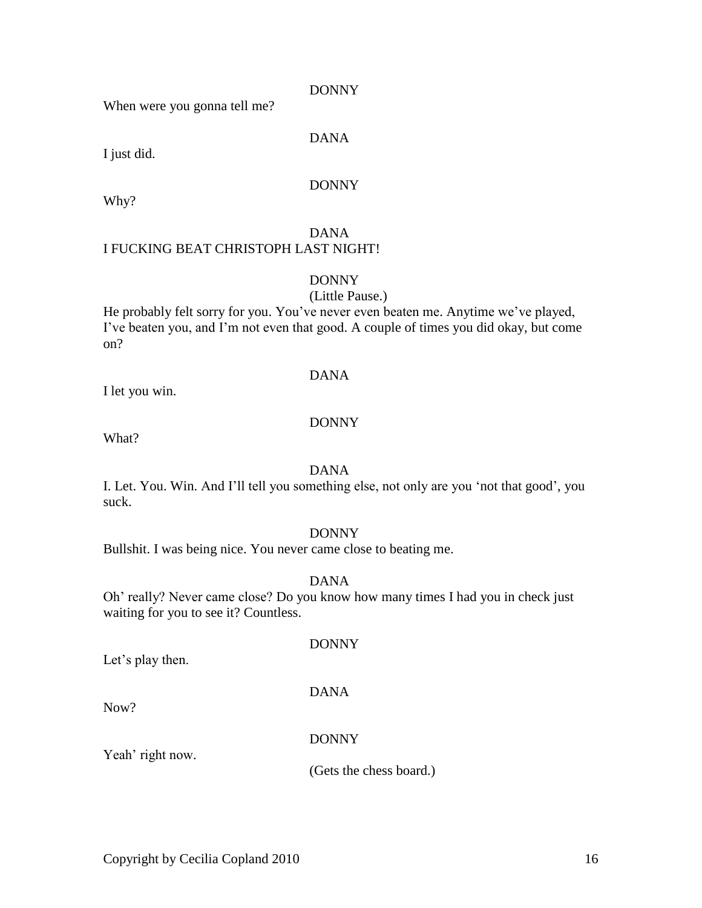DONNY

When were you gonna tell me?

DANA

I just did.

DONNY

Why?

DANA

I FUCKING BEAT CHRISTOPH LAST NIGHT!

DONNY

(Little Pause.)

He probably felt sorry for you. You've never even beaten me. Anytime we've played, I've beaten you, and I'm not even that good. A couple of times you did okay, but come on?

DANA

I let you win.

DONNY

What?

DANA

I. Let. You. Win. And I'll tell you something else, not only are you 'not that good', you suck.

DONNY

Bullshit. I was being nice. You never came close to beating me.

DANA

Oh' really? Never came close? Do you know how many times I had you in check just waiting for you to see it? Countless.

DONNY

Let's play then.

DANA

Now?

DONNY

Yeah' right now.

(Gets the chess board.)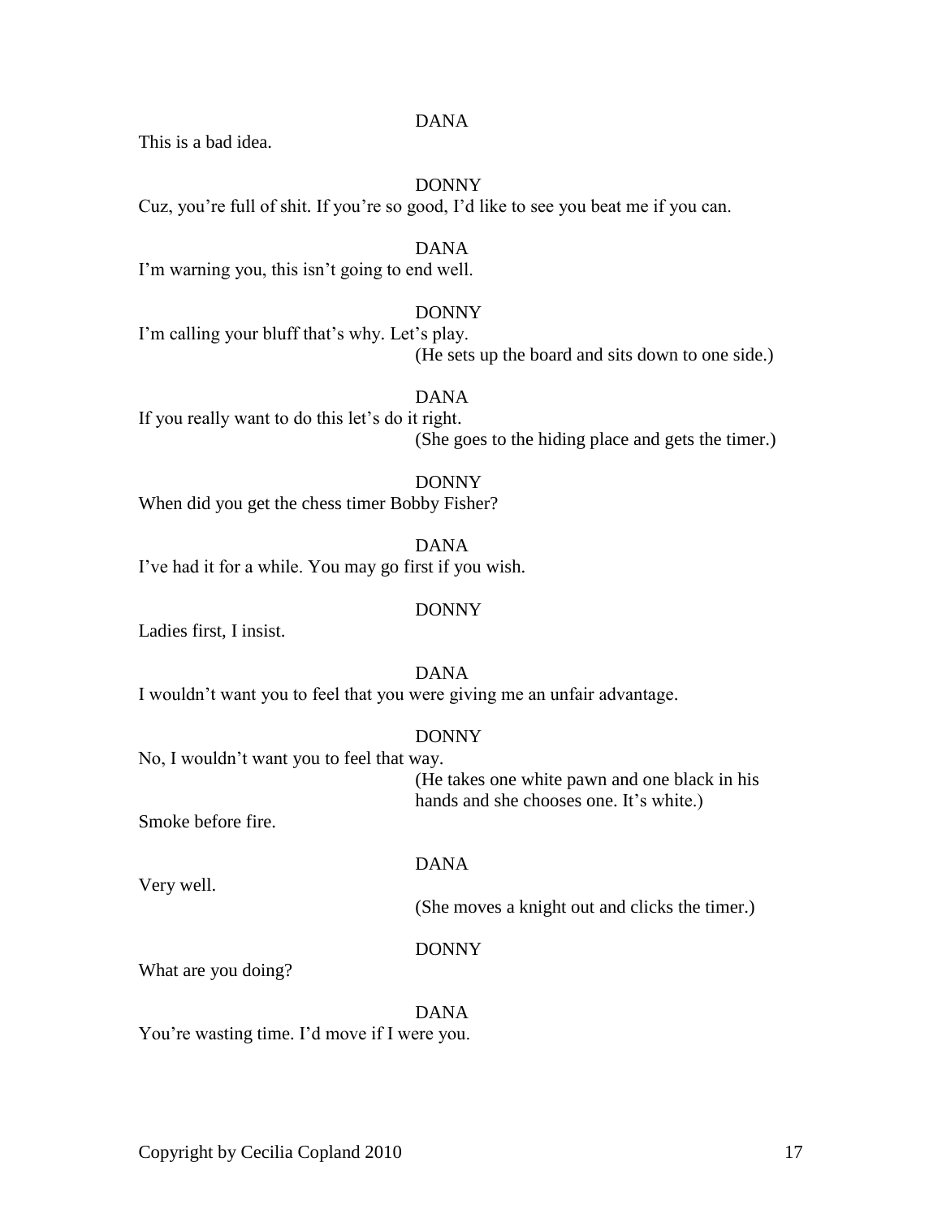DANA

This is a bad idea.

DONNY

Cuz, you're full of shit. If you're so good, I'd like to see you beat me if you can.

DANA

I'm warning you, this isn't going to end well.

DONNY

I'm calling your bluff that's why. Let's play.

(He sets up the board and sits down to one side.)

DANA

If you really want to do this let's do it right.

(She goes to the hiding place and gets the timer.)

DONNY

When did you get the chess timer Bobby Fisher?

DANA

I've had it for a while. You may go first if you wish.

DONNY

Ladies first, I insist.

DANA

I wouldn't want you to feel that you were giving me an unfair advantage.

DONNY

No, I wouldn't want you to feel that way.

(He takes one white pawn and one black in his hands and she chooses one. It's white.)

Smoke before fire.

DANA

Very well.

(She moves a knight out and clicks the timer.)

DONNY

What are you doing?

DANA

You're wasting time. I'd move if I were you.

Copyright by Cecilia Copland 2010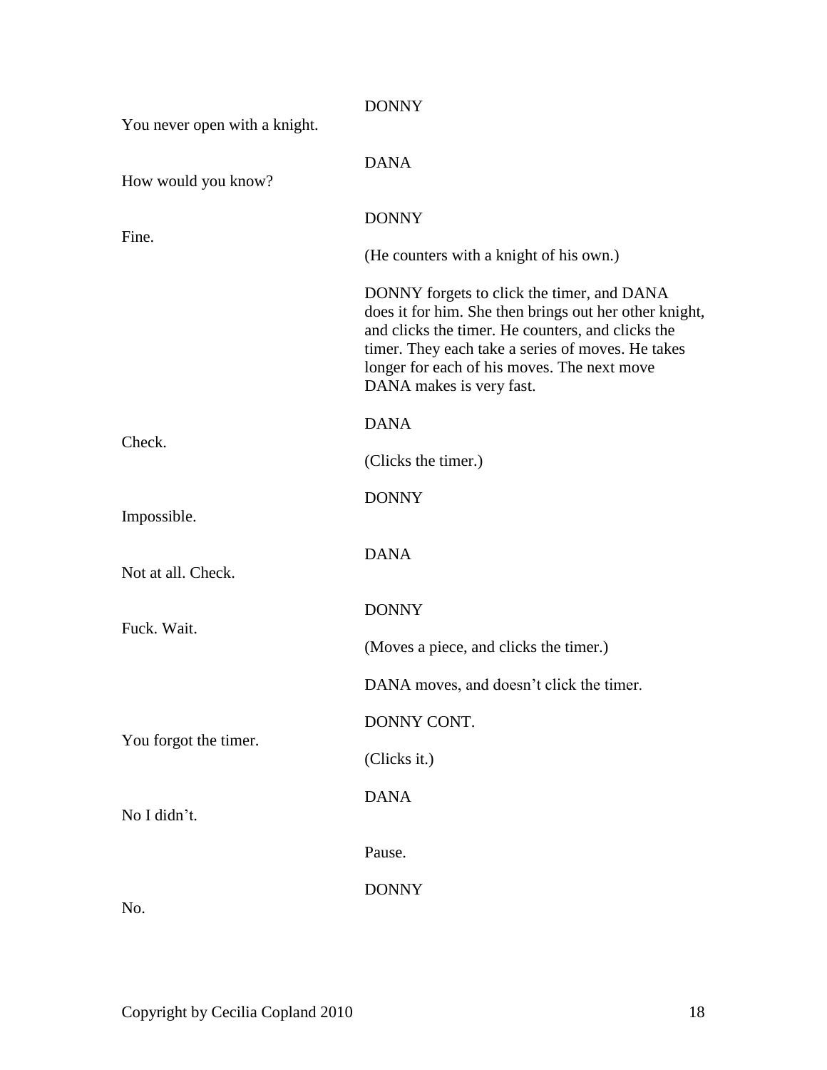DONNY

You never open with a knight.

DANA

How would you know?

DONNY

Fine.

(He counters with a knight of his own.)

DONNY forgets to click the timer, and DANA does it for him. She then brings out her other knight, and clicks the timer. He counters, and clicks the timer. They each take a series of moves. He takes longer for each of his moves. The next move DANA makes is very fast.

DANA

Check.

(Clicks the timer.)

DONNY

Impossible.

DANA

Not at all. Check.

DONNY

Fuck. Wait.

(Moves a piece, and clicks the timer.)

DANA moves, and doesn't click the timer.

DONNY CONT.

You forgot the timer.

(Clicks it.)

DANA

No I didn't.

Pause.

DONNY

No.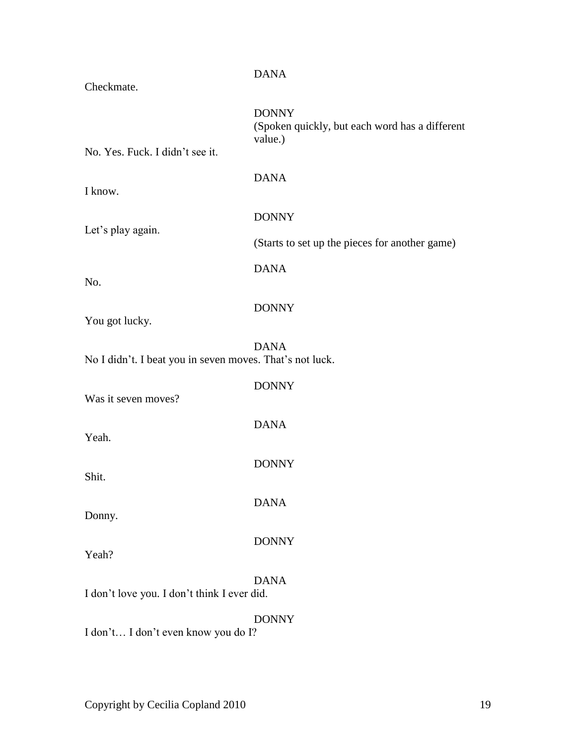DANA

Checkmate.

DONNY

(Spoken quickly, but each word has a different value.)

No. Yes. Fuck. I didn't see it.

DANA

I know.

DONNY

Let's play again.

(Starts to set up the pieces for another game)

DANA

No.

DONNY

You got lucky.

DANA

No I didn't. I beat you in seven moves. That's not luck.

DONNY

Was it seven moves?

DANA

Yeah.

DONNY

Shit.

DANA

Donny.

DONNY

Yeah?

DANA

I don't love you. I don't think I ever did.

DONNY

I don't… I don't even know you do I?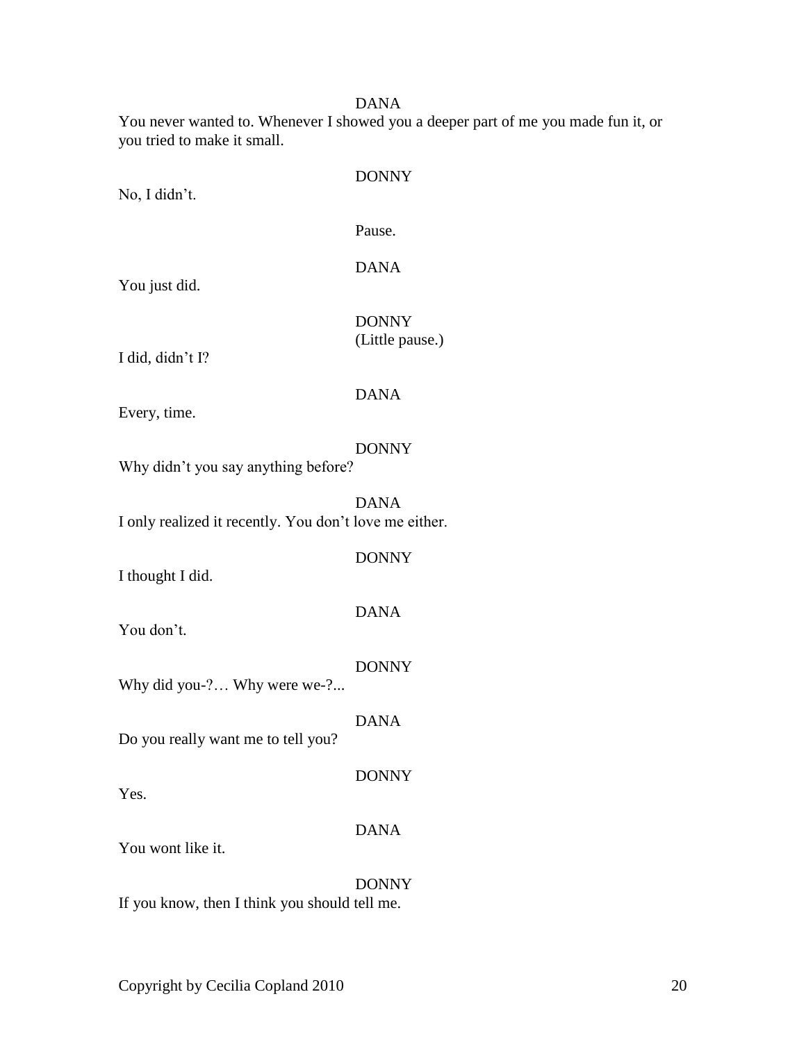DANA

You never wanted to. Whenever I showed you a deeper part of me you made fun it, or you tried to make it small.

DONNY

No, I didn't.

Pause.

DANA

You just did.

DONNY

(Little pause.)

I did, didn't I?

DANA

Every, time.

DONNY

Why didn't you say anything before?

DANA

I only realized it recently. You don't love me either.

DONNY

I thought I did.

DANA

You don't.

DONNY

Why did you-?… Why were we-?...

DANA

Do you really want me to tell you?

DONNY

Yes.

DANA

You wont like it.

DONNY

If you know, then I think you should tell me.

Copyright by Cecilia Copland 2010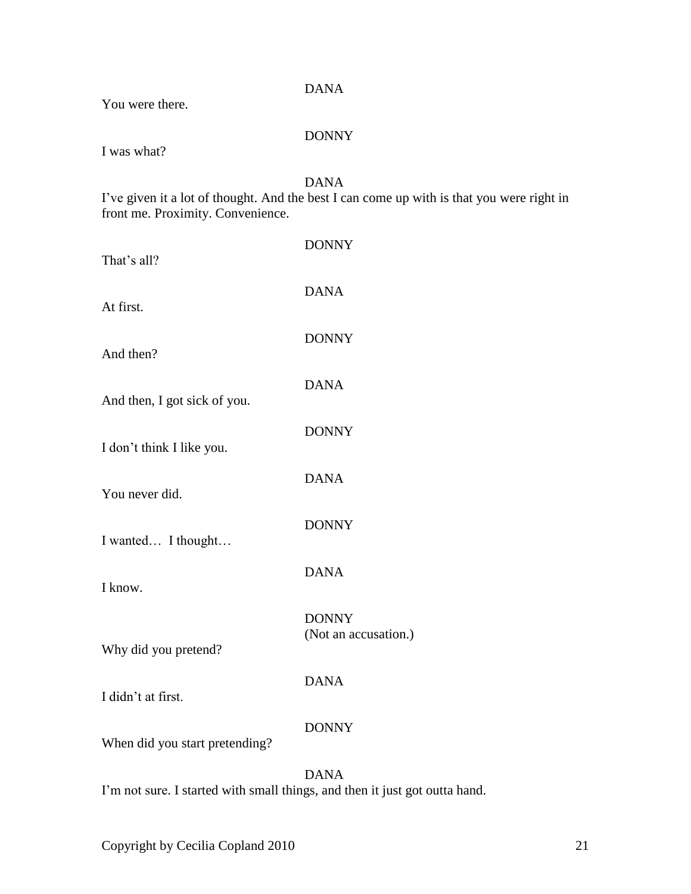DANA

You were there.

DONNY

I was what?

DANA

I've given it a lot of thought. And the best I can come up with is that you were right in front me. Proximity. Convenience.

DONNY

That's all?

DANA

At first.

DONNY

And then?

DANA

And then, I got sick of you.

DONNY

I don't think I like you.

DANA

You never did.

DONNY

I wanted… I thought…

DANA

I know.

DONNY
(Not an accusation.)

Why did you pretend?

DANA

I didn't at first.

DONNY

When did you start pretending?

DANA

I'm not sure. I started with small things, and then it just got outta hand.

Copyright by Cecilia Copland 2010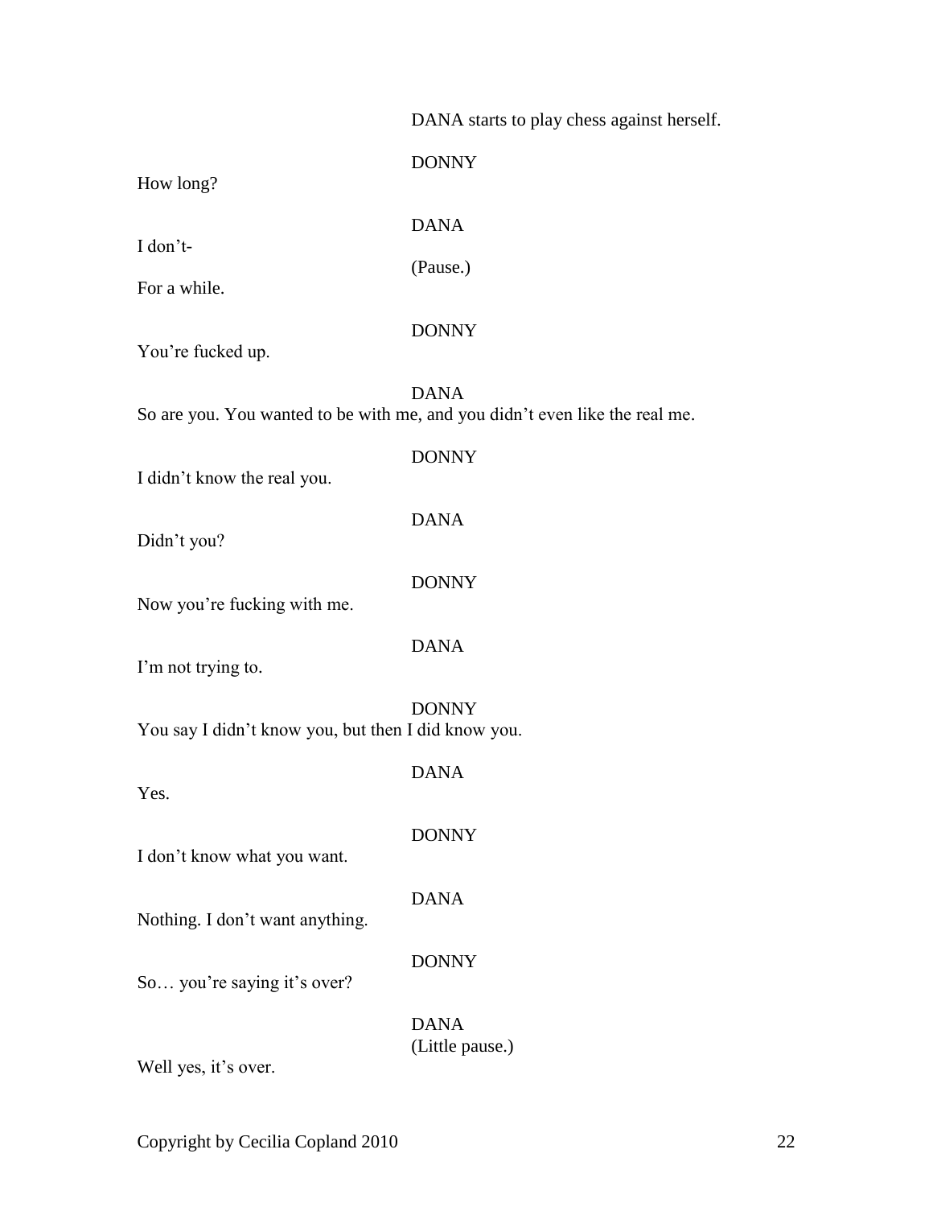DANA starts to play chess against herself.

DONNY

How long?

DANA

I don't-

(Pause.)

For a while.

DONNY

You're fucked up.

DANA

So are you. You wanted to be with me, and you didn't even like the real me.

DONNY

I didn't know the real you.

DANA

Didn't you?

DONNY

Now you're fucking with me.

DANA

I'm not trying to.

DONNY

You say I didn't know you, but then I did know you.

DANA

Yes.

DONNY

I don't know what you want.

DANA

Nothing. I don't want anything.

DONNY

So… you're saying it's over?

DANA

(Little pause.)

Well yes, it's over.

Copyright by Cecilia Copland 2010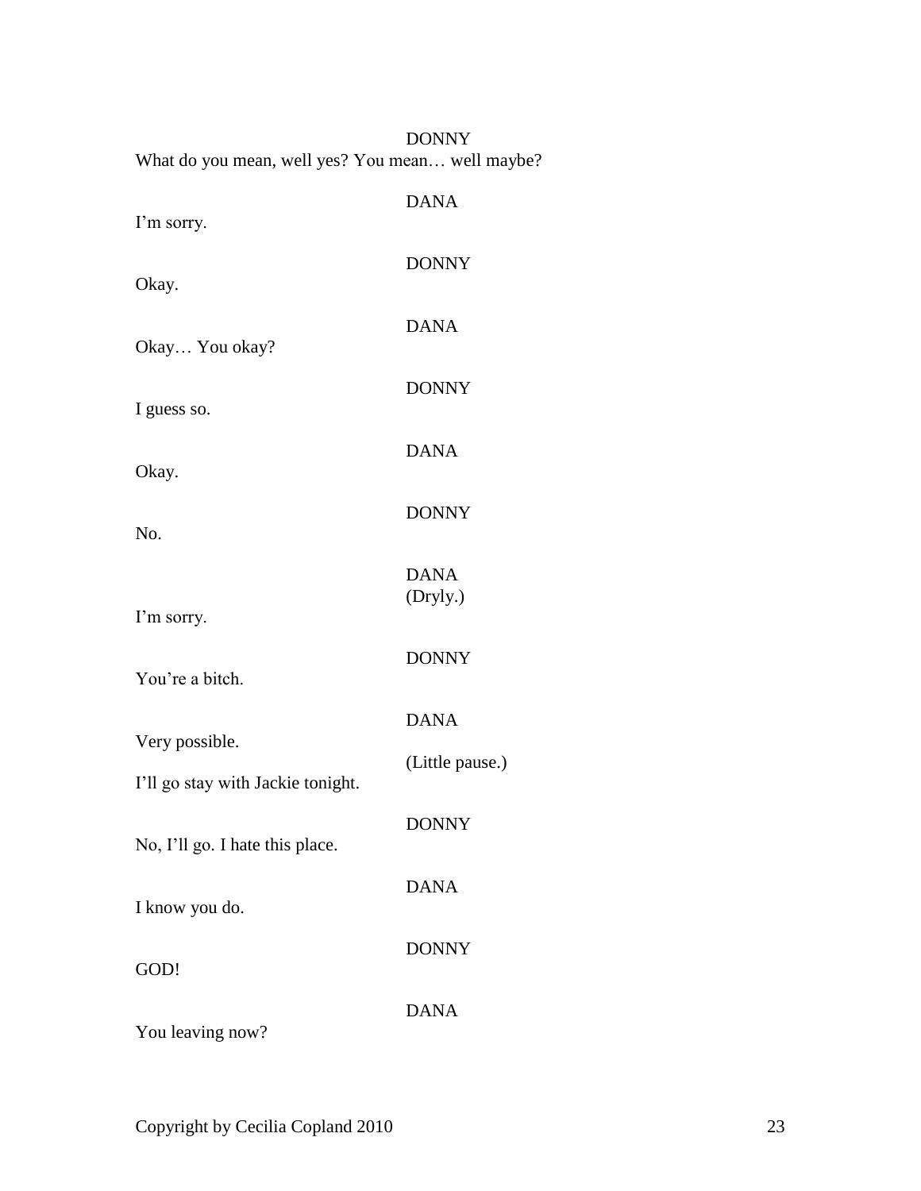DONNY

What do you mean, well yes? You mean… well maybe?

DANA

I'm sorry.

DONNY

Okay.

DANA

Okay… You okay?

DONNY

I guess so.

DANA

Okay.

DONNY

No.

DANA
(Dryly.)

I'm sorry.

DONNY

You're a bitch.

DANA

Very possible.

(Little pause.)

I'll go stay with Jackie tonight.

DONNY

No, I'll go. I hate this place.

DANA

I know you do.

DONNY

GOD!

DANA

You leaving now?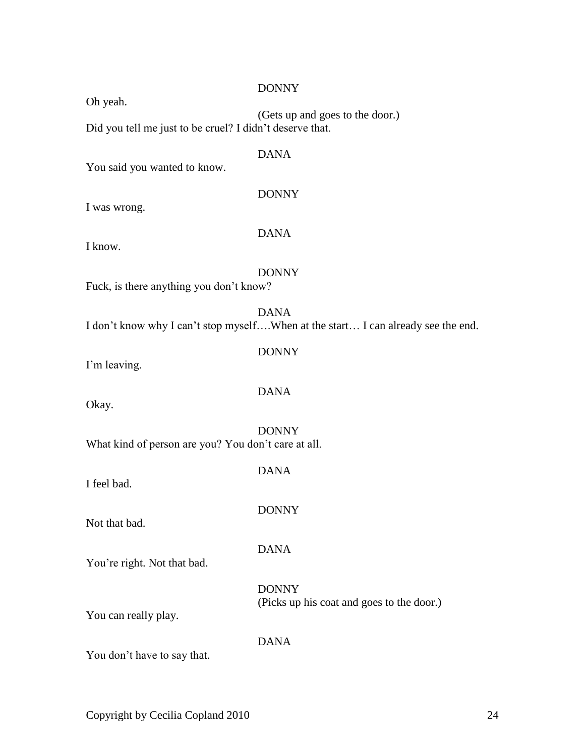DONNY

Oh yeah.

(Gets up and goes to the door.)

Did you tell me just to be cruel? I didn't deserve that.

DANA

You said you wanted to know.

DONNY

I was wrong.

DANA

I know.

DONNY

Fuck, is there anything you don't know?

DANA

I don't know why I can't stop myself….When at the start… I can already see the end.

DONNY

I'm leaving.

DANA

Okay.

DONNY

What kind of person are you? You don't care at all.

DANA

I feel bad.

DONNY

Not that bad.

DANA

You're right. Not that bad.

DONNY

(Picks up his coat and goes to the door.)

You can really play.

DANA

You don't have to say that.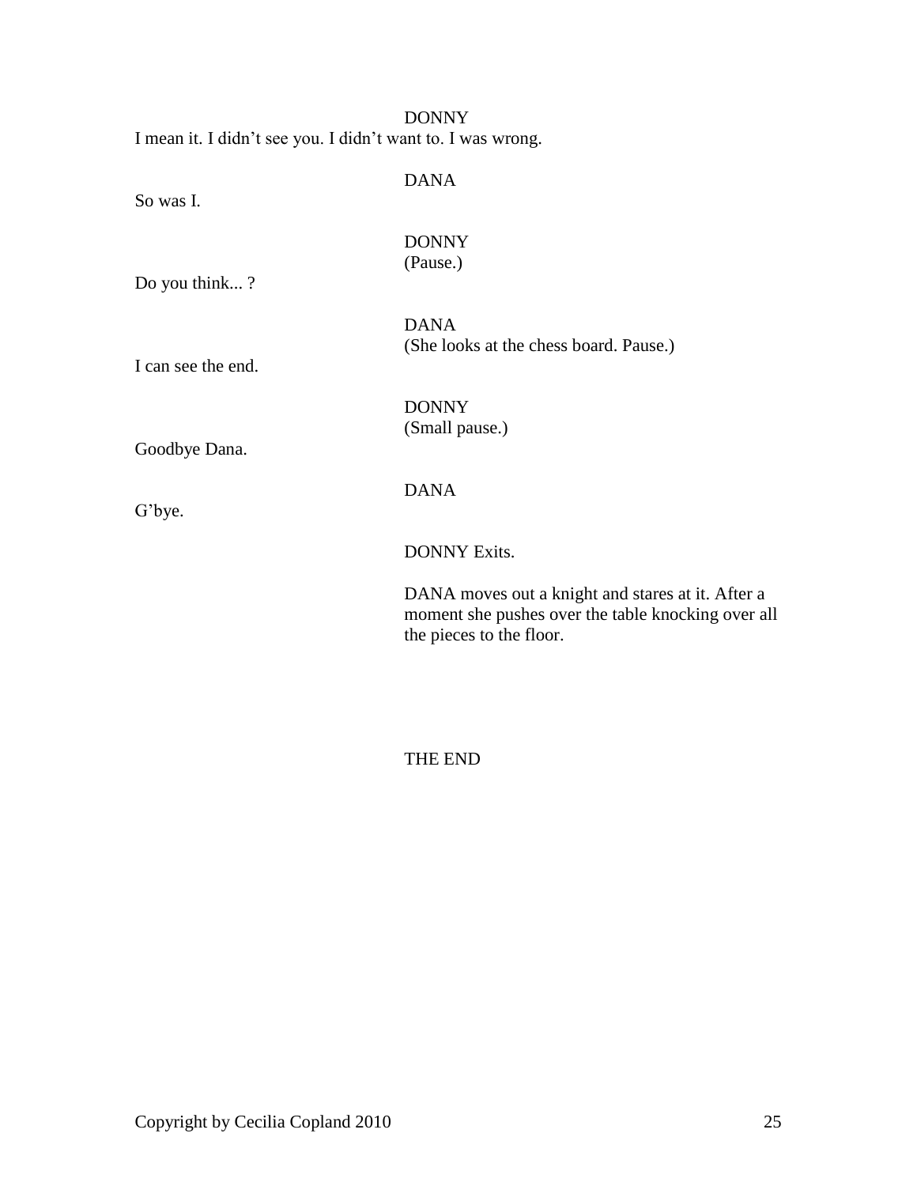DONNY

I mean it. I didn't see you. I didn't want to. I was wrong.

DANA

So was I.

DONNY

(Pause.)

Do you think... ?

DANA

(She looks at the chess board. Pause.)

I can see the end.

DONNY

(Small pause.)

Goodbye Dana.

DANA

G'bye.

DONNY Exits.

DANA moves out a knight and stares at it. After a moment she pushes over the table knocking over all the pieces to the floor.

THE END

Copyright by Cecilia Copland 2010